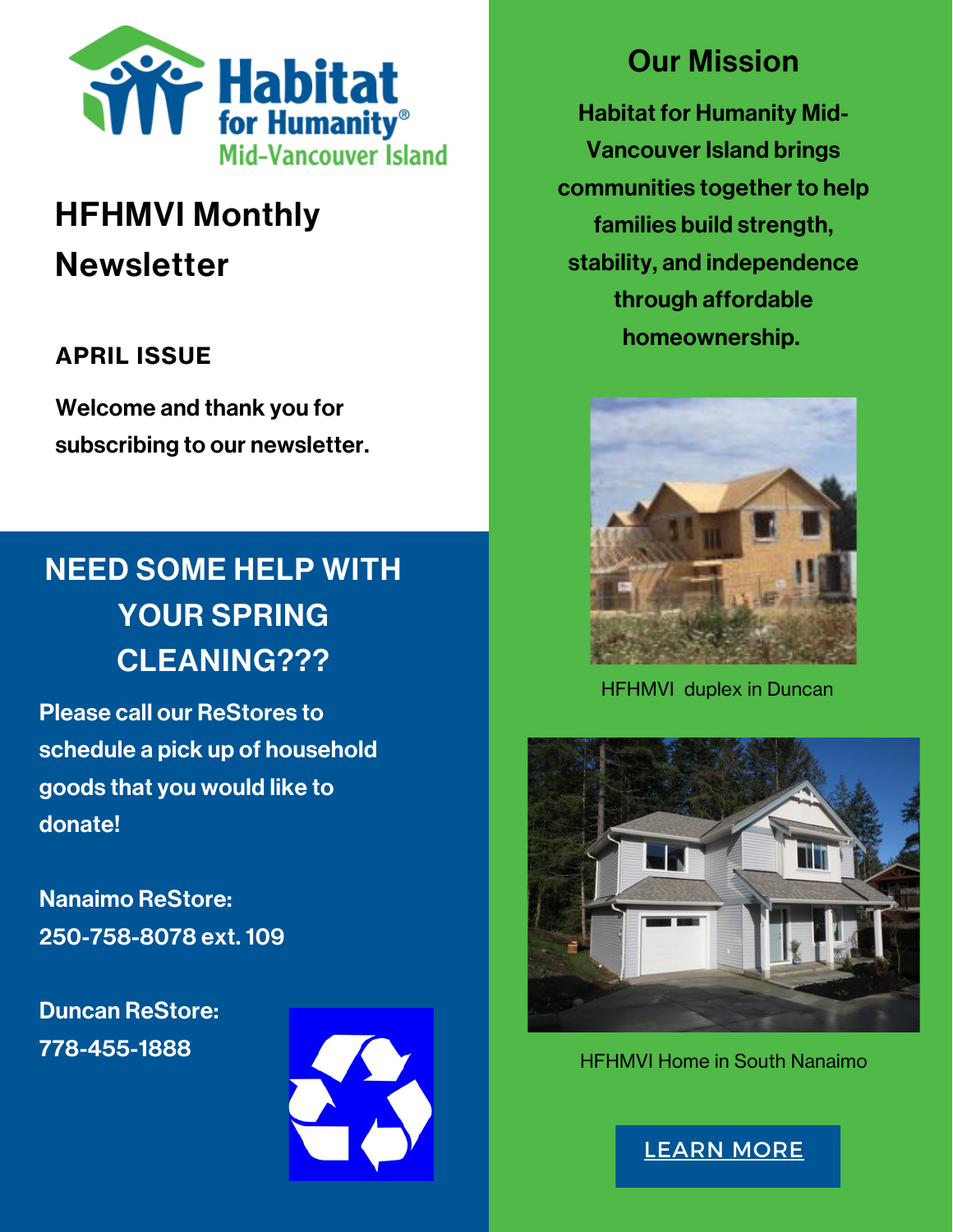Habitat for Humanity® Mid-Vancouver Island

# HFHMVI Monthly Newsletter

**APRIL ISSUE**

**Welcome and thank you for subscribing to our newsletter.**

## NEED SOME HELP WITH YOUR SPRING CLEANING???

**Please call our ReStores to schedule a pick up of household goods that you would like to donate!**

**Nanaimo ReStore:**
**250-758-8078 ext. 109**

**Duncan ReStore:**
**778-455-1888**

## Our Mission

**Habitat for Humanity Mid-Vancouver Island brings communities together to help families build strength, stability, and independence through affordable homeownership.**

HFHMVI duplex in Duncan

HFHMVI Home in South Nanaimo

LEARN MORE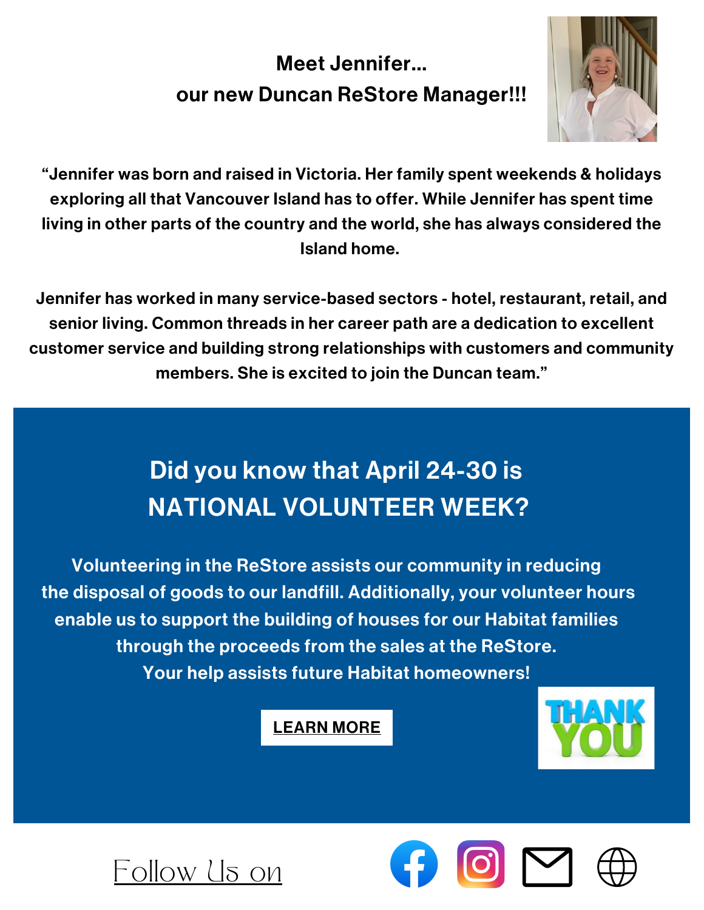## Meet Jennifer...
## our new Duncan ReStore Manager!!!

**“Jennifer was born and raised in Victoria. Her family spent weekends & holidays exploring all that Vancouver Island has to offer. While Jennifer has spent time living in other parts of the country and the world, she has always considered the Island home.**

**Jennifer has worked in many service-based sectors - hotel, restaurant, retail, and senior living. Common threads in her career path are a dedication to excellent customer service and building strong relationships with customers and community members. She is excited to join the Duncan team.”**

## Did you know that April 24-30 is NATIONAL VOLUNTEER WEEK?

**Volunteering in the ReStore assists our community in reducing the disposal of goods to our landfill. Additionally, your volunteer hours enable us to support the building of houses for our Habitat families through the proceeds from the sales at the ReStore. Your help assists future Habitat homeowners!**

**LEARN MORE**

THANK YOU

Follow Us on